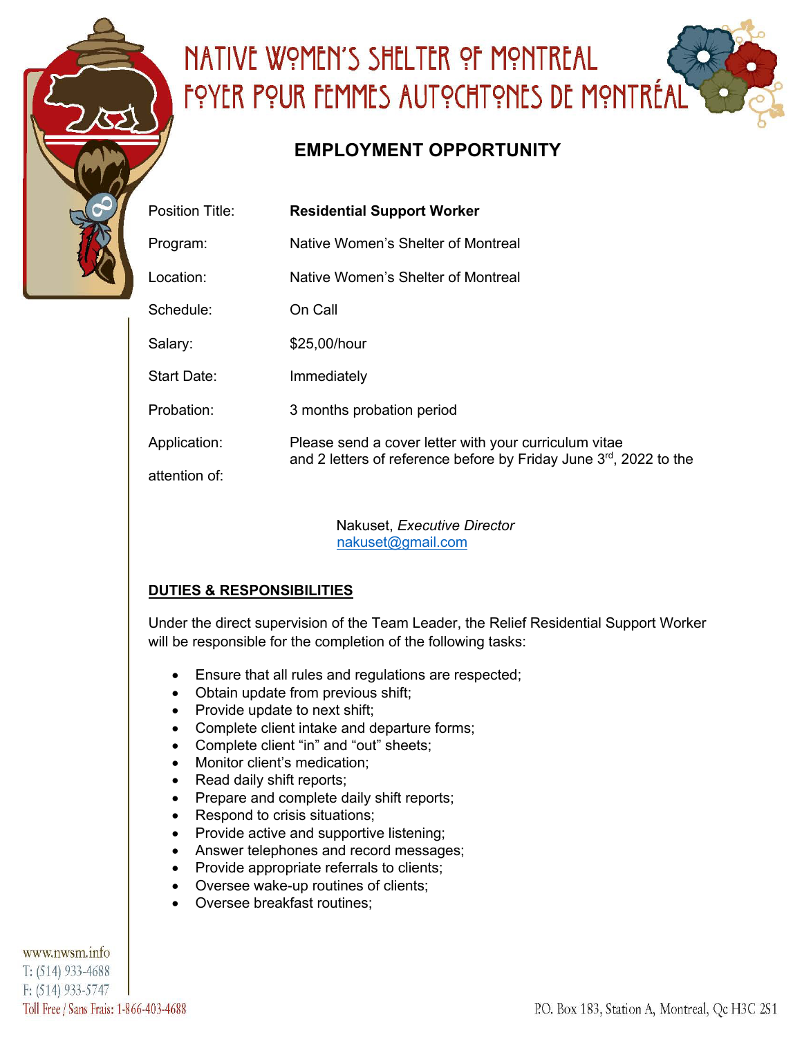# NATIVE WOMEN'S SHELTER OF MONTREAL
# FOYER POUR FEMMES AUTOCHTONES DE MONTRÉAL

## EMPLOYMENT OPPORTUNITY

| | |
|---|---|
| Position Title: | **Residential Support Worker** |
| Program: | Native Women's Shelter of Montreal |
| Location: | Native Women's Shelter of Montreal |
| Schedule: | On Call |
| Salary: | $25,00/hour |
| Start Date: | Immediately |
| Probation: | 3 months probation period |
| Application: | Please send a cover letter with your curriculum vitae and 2 letters of reference before by Friday June 3rd, 2022 to the |
| attention of: | |

Nakuset, *Executive Director*
nakuset@gmail.com

**DUTIES & RESPONSIBILITIES**

Under the direct supervision of the Team Leader, the Relief Residential Support Worker will be responsible for the completion of the following tasks:

- Ensure that all rules and regulations are respected;
- Obtain update from previous shift;
- Provide update to next shift;
- Complete client intake and departure forms;
- Complete client "in" and "out" sheets;
- Monitor client's medication;
- Read daily shift reports;
- Prepare and complete daily shift reports;
- Respond to crisis situations;
- Provide active and supportive listening;
- Answer telephones and record messages;
- Provide appropriate referrals to clients;
- Oversee wake-up routines of clients;
- Oversee breakfast routines;

www.nwsm.info
T: (514) 933-4688
F: (514) 933-5747
Toll Free / Sans Frais: 1-866-403-4688

P.O. Box 183, Station A, Montreal, Qc H3C 2S1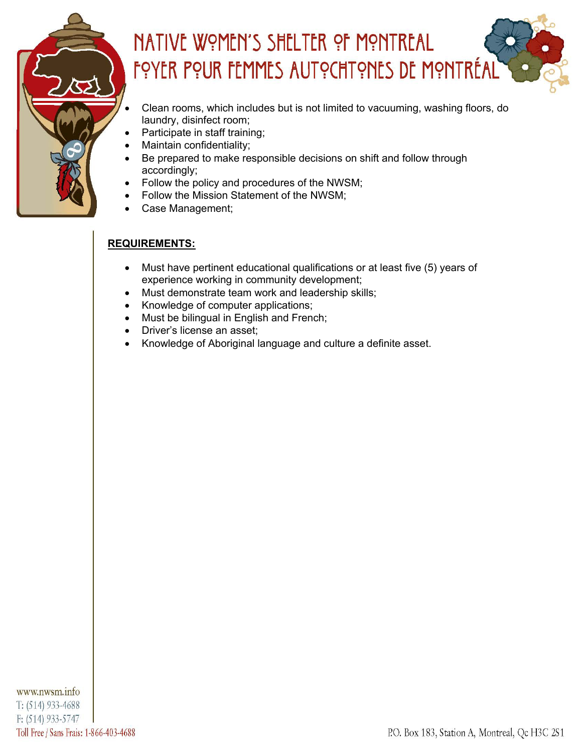- Clean rooms, which includes but is not limited to vacuuming, washing floors, do laundry, disinfect room;
- Participate in staff training;
- Maintain confidentiality;
- Be prepared to make responsible decisions on shift and follow through accordingly;
- Follow the policy and procedures of the NWSM;
- Follow the Mission Statement of the NWSM;
- Case Management;

**REQUIREMENTS:**

- Must have pertinent educational qualifications or at least five (5) years of experience working in community development;
- Must demonstrate team work and leadership skills;
- Knowledge of computer applications;
- Must be bilingual in English and French;
- Driver's license an asset;
- Knowledge of Aboriginal language and culture a definite asset.